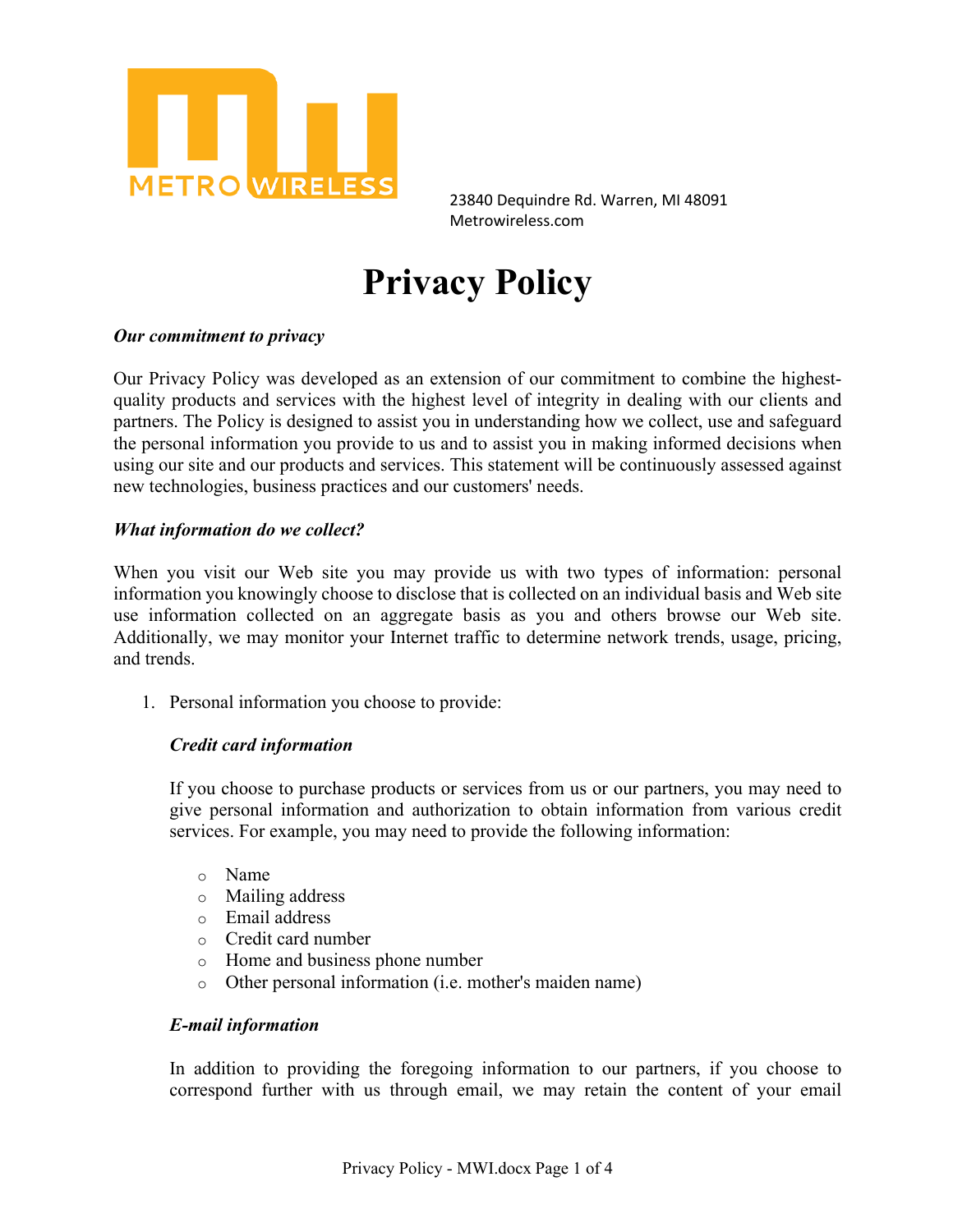METRO WIRELESS

23840 Dequindre Rd. Warren, MI 48091
Metrowireless.com

# Privacy Policy

***Our commitment to privacy***

Our Privacy Policy was developed as an extension of our commitment to combine the highest-quality products and services with the highest level of integrity in dealing with our clients and partners. The Policy is designed to assist you in understanding how we collect, use and safeguard the personal information you provide to us and to assist you in making informed decisions when using our site and our products and services. This statement will be continuously assessed against new technologies, business practices and our customers' needs.

***What information do we collect?***

When you visit our Web site you may provide us with two types of information: personal information you knowingly choose to disclose that is collected on an individual basis and Web site use information collected on an aggregate basis as you and others browse our Web site. Additionally, we may monitor your Internet traffic to determine network trends, usage, pricing, and trends.

1. Personal information you choose to provide:

   ***Credit card information***

   If you choose to purchase products or services from us or our partners, you may need to give personal information and authorization to obtain information from various credit services. For example, you may need to provide the following information:

   - Name
   - Mailing address
   - Email address
   - Credit card number
   - Home and business phone number
   - Other personal information (i.e. mother's maiden name)

   ***E-mail information***

   In addition to providing the foregoing information to our partners, if you choose to correspond further with us through email, we may retain the content of your email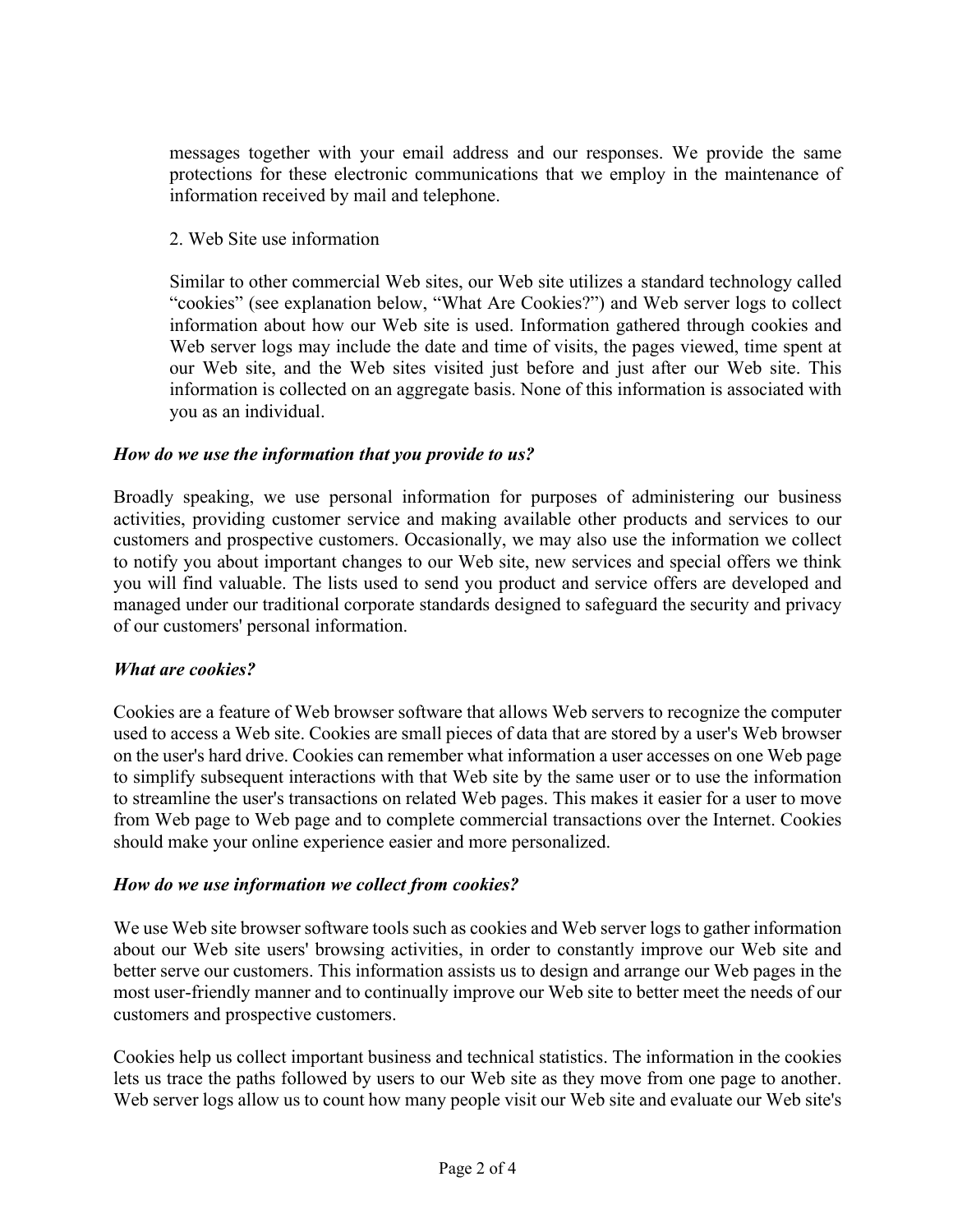messages together with your email address and our responses. We provide the same protections for these electronic communications that we employ in the maintenance of information received by mail and telephone.

2. Web Site use information

Similar to other commercial Web sites, our Web site utilizes a standard technology called "cookies" (see explanation below, "What Are Cookies?") and Web server logs to collect information about how our Web site is used. Information gathered through cookies and Web server logs may include the date and time of visits, the pages viewed, time spent at our Web site, and the Web sites visited just before and just after our Web site. This information is collected on an aggregate basis. None of this information is associated with you as an individual.

***How do we use the information that you provide to us?***

Broadly speaking, we use personal information for purposes of administering our business activities, providing customer service and making available other products and services to our customers and prospective customers. Occasionally, we may also use the information we collect to notify you about important changes to our Web site, new services and special offers we think you will find valuable. The lists used to send you product and service offers are developed and managed under our traditional corporate standards designed to safeguard the security and privacy of our customers' personal information.

***What are cookies?***

Cookies are a feature of Web browser software that allows Web servers to recognize the computer used to access a Web site. Cookies are small pieces of data that are stored by a user's Web browser on the user's hard drive. Cookies can remember what information a user accesses on one Web page to simplify subsequent interactions with that Web site by the same user or to use the information to streamline the user's transactions on related Web pages. This makes it easier for a user to move from Web page to Web page and to complete commercial transactions over the Internet. Cookies should make your online experience easier and more personalized.

***How do we use information we collect from cookies?***

We use Web site browser software tools such as cookies and Web server logs to gather information about our Web site users' browsing activities, in order to constantly improve our Web site and better serve our customers. This information assists us to design and arrange our Web pages in the most user-friendly manner and to continually improve our Web site to better meet the needs of our customers and prospective customers.

Cookies help us collect important business and technical statistics. The information in the cookies lets us trace the paths followed by users to our Web site as they move from one page to another. Web server logs allow us to count how many people visit our Web site and evaluate our Web site's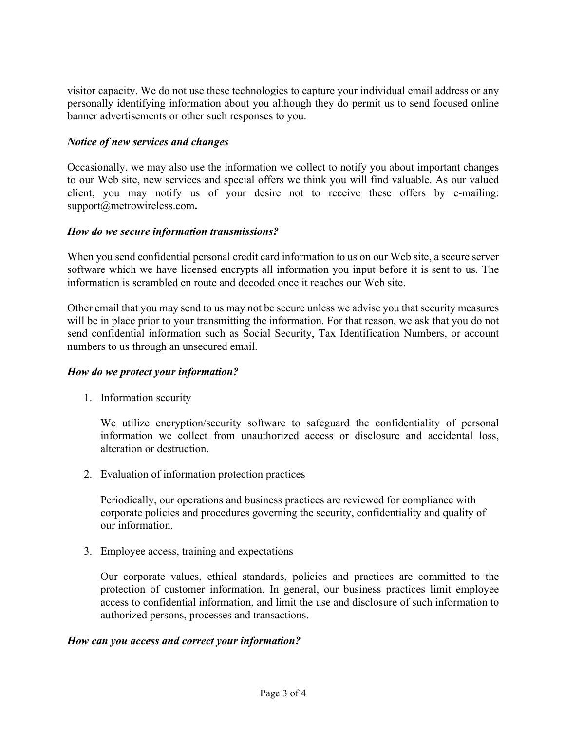visitor capacity. We do not use these technologies to capture your individual email address or any personally identifying information about you although they do permit us to send focused online banner advertisements or other such responses to you.

### *Notice of new services and changes*

Occasionally, we may also use the information we collect to notify you about important changes to our Web site, new services and special offers we think you will find valuable. As our valued client, you may notify us of your desire not to receive these offers by e-mailing: support@metrowireless.com**.**

### *How do we secure information transmissions?*

When you send confidential personal credit card information to us on our Web site, a secure server software which we have licensed encrypts all information you input before it is sent to us. The information is scrambled en route and decoded once it reaches our Web site.

Other email that you may send to us may not be secure unless we advise you that security measures will be in place prior to your transmitting the information. For that reason, we ask that you do not send confidential information such as Social Security, Tax Identification Numbers, or account numbers to us through an unsecured email.

### *How do we protect your information?*

1. Information security

   We utilize encryption/security software to safeguard the confidentiality of personal information we collect from unauthorized access or disclosure and accidental loss, alteration or destruction.

2. Evaluation of information protection practices

   Periodically, our operations and business practices are reviewed for compliance with corporate policies and procedures governing the security, confidentiality and quality of our information.

3. Employee access, training and expectations

   Our corporate values, ethical standards, policies and practices are committed to the protection of customer information. In general, our business practices limit employee access to confidential information, and limit the use and disclosure of such information to authorized persons, processes and transactions.

### *How can you access and correct your information?*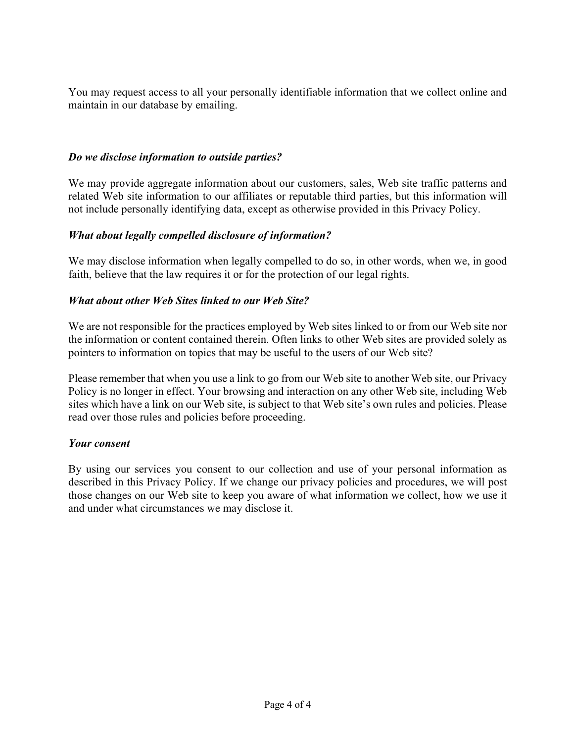You may request access to all your personally identifiable information that we collect online and maintain in our database by emailing.

***Do we disclose information to outside parties?***

We may provide aggregate information about our customers, sales, Web site traffic patterns and related Web site information to our affiliates or reputable third parties, but this information will not include personally identifying data, except as otherwise provided in this Privacy Policy.

***What about legally compelled disclosure of information?***

We may disclose information when legally compelled to do so, in other words, when we, in good faith, believe that the law requires it or for the protection of our legal rights.

***What about other Web Sites linked to our Web Site?***

We are not responsible for the practices employed by Web sites linked to or from our Web site nor the information or content contained therein. Often links to other Web sites are provided solely as pointers to information on topics that may be useful to the users of our Web site?

Please remember that when you use a link to go from our Web site to another Web site, our Privacy Policy is no longer in effect. Your browsing and interaction on any other Web site, including Web sites which have a link on our Web site, is subject to that Web site's own rules and policies. Please read over those rules and policies before proceeding.

***Your consent***

By using our services you consent to our collection and use of your personal information as described in this Privacy Policy. If we change our privacy policies and procedures, we will post those changes on our Web site to keep you aware of what information we collect, how we use it and under what circumstances we may disclose it.